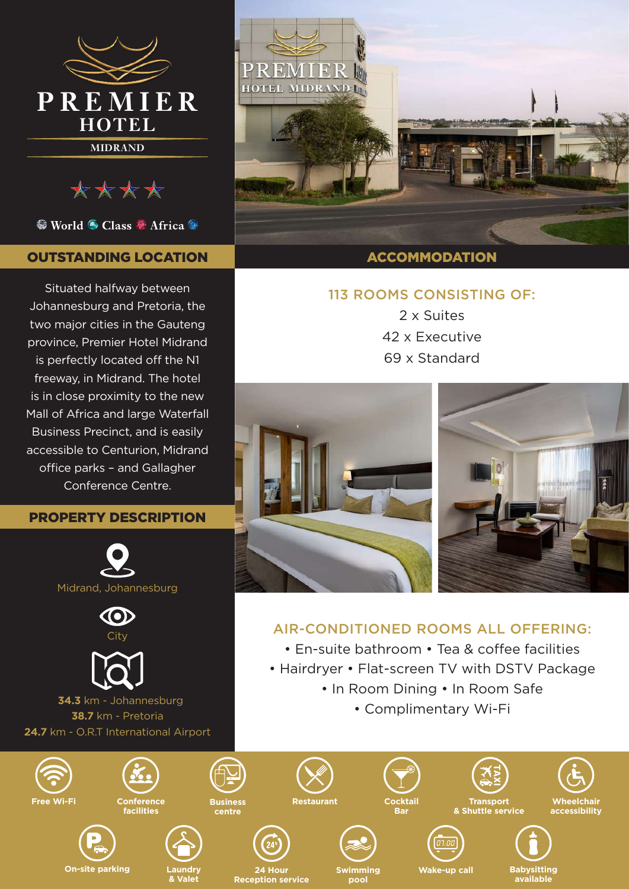# PREMIER HOTEL

MIDRAND

World Class Africa

## OUTSTANDING LOCATION

Situated halfway between Johannesburg and Pretoria, the two major cities in the Gauteng province, Premier Hotel Midrand is perfectly located off the N1 freeway, in Midrand. The hotel is in close proximity to the new Mall of Africa and large Waterfall Business Precinct, and is easily accessible to Centurion, Midrand office parks – and Gallagher Conference Centre.

## PROPERTY DESCRIPTION

Midrand, Johannesburg

City

**34.3** km - Johannesburg
**38.7** km - Pretoria
**24.7** km - O.R.T International Airport

## ACCOMMODATION

### 113 ROOMS CONSISTING OF:

2 x Suites
42 x Executive
69 x Standard

### AIR-CONDITIONED ROOMS ALL OFFERING:

- En-suite bathroom
- Tea & coffee facilities
- Hairdryer
- Flat-screen TV with DSTV Package
- In Room Dining
- In Room Safe
- Complimentary Wi-Fi

- Free Wi-Fi
- Conference facilities
- Business centre
- Restaurant
- Cocktail Bar
- Transport & Shuttle service
- Wheelchair accessibility
- On-site parking
- Laundry & Valet
- 24 Hour Reception service
- Swimming pool
- Wake-up call
- Babysitting available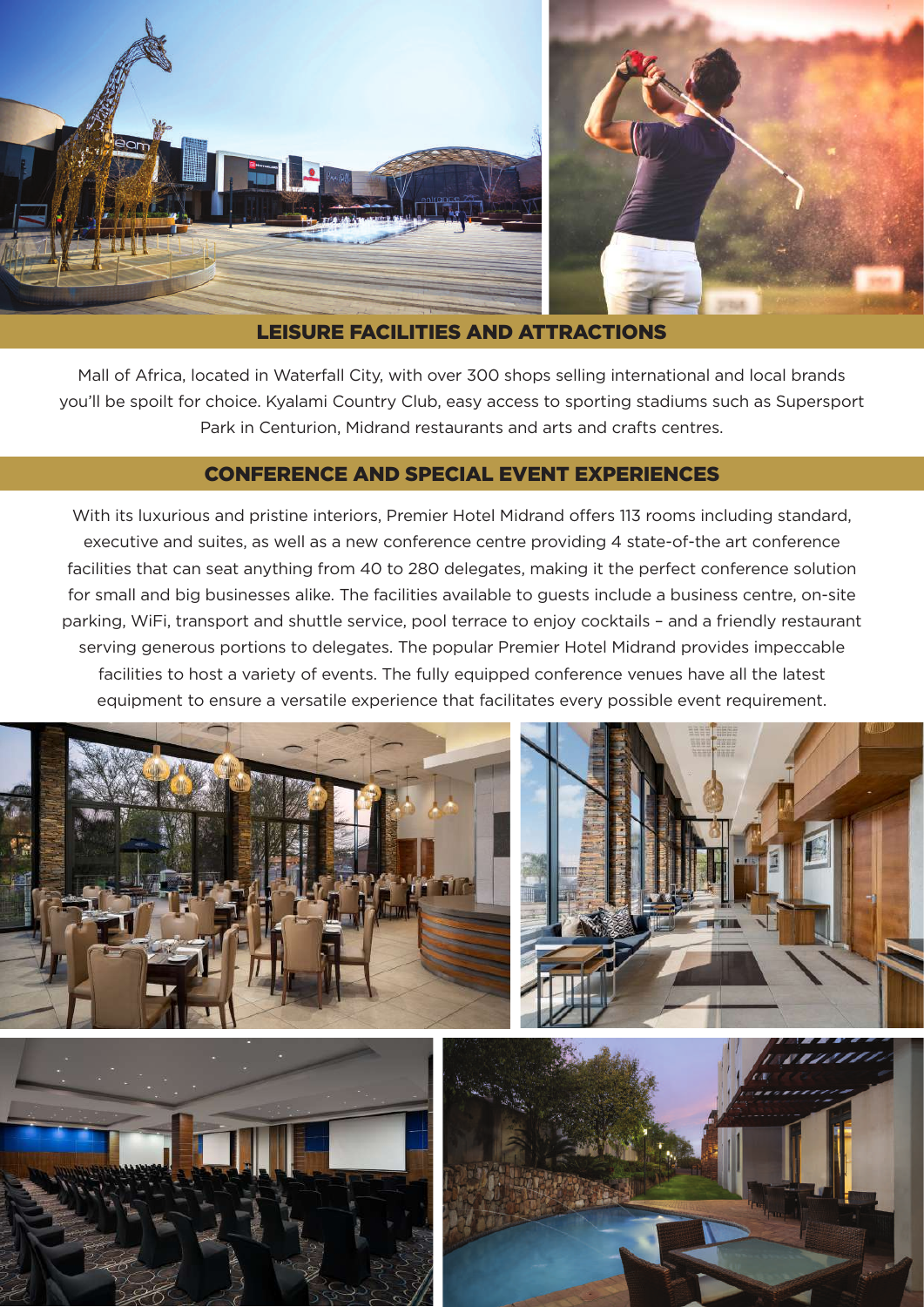## LEISURE FACILITIES AND ATTRACTIONS

Mall of Africa, located in Waterfall City, with over 300 shops selling international and local brands you'll be spoilt for choice. Kyalami Country Club, easy access to sporting stadiums such as Supersport Park in Centurion, Midrand restaurants and arts and crafts centres.

## CONFERENCE AND SPECIAL EVENT EXPERIENCES

With its luxurious and pristine interiors, Premier Hotel Midrand offers 113 rooms including standard, executive and suites, as well as a new conference centre providing 4 state-of-the art conference facilities that can seat anything from 40 to 280 delegates, making it the perfect conference solution for small and big businesses alike. The facilities available to guests include a business centre, on-site parking, WiFi, transport and shuttle service, pool terrace to enjoy cocktails – and a friendly restaurant serving generous portions to delegates. The popular Premier Hotel Midrand provides impeccable facilities to host a variety of events. The fully equipped conference venues have all the latest equipment to ensure a versatile experience that facilitates every possible event requirement.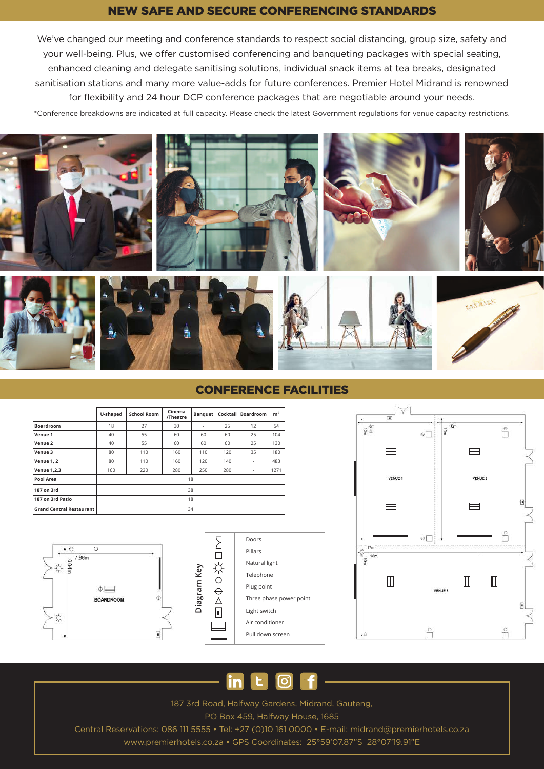## NEW SAFE AND SECURE CONFERENCING STANDARDS

We've changed our meeting and conference standards to respect social distancing, group size, safety and your well-being. Plus, we offer customised conferencing and banqueting packages with special seating, enhanced cleaning and delegate sanitising solutions, individual snack items at tea breaks, designated sanitisation stations and many more value-adds for future conferences. Premier Hotel Midrand is renowned for flexibility and 24 hour DCP conference packages that are negotiable around your needs.

*Conference breakdowns are indicated at full capacity. Please check the latest Government regulations for venue capacity restrictions.

## CONFERENCE FACILITIES

| | U-shaped | School Room | Cinema /Theatre | Banquet | Cocktail | Boardroom | m² |
|---|---|---|---|---|---|---|---|
| **Boardroom** | 18 | 27 | 30 | - | 25 | 12 | 54 |
| **Venue 1** | 40 | 55 | 60 | 60 | 60 | 25 | 104 |
| **Venue 2** | 40 | 55 | 60 | 60 | 60 | 25 | 130 |
| **Venue 3** | 80 | 110 | 160 | 110 | 120 | 35 | 180 |
| **Venue 1, 2** | 80 | 110 | 160 | 120 | 140 | - | 483 |
| **Venue 1,2,3** | 160 | 220 | 280 | 250 | 280 | - | 1271 |
| **Pool Area** | 18 | | | | | | |
| **187 on 3rd** | 38 | | | | | | |
| **187 on 3rd Patio** | 18 | | | | | | |
| **Grand Central Restaurant** | 34 | | | | | | |

7.86m
6.84m
BOARDROOM

**Diagram Key**

- Doors
- Pillars
- Natural light
- Telephone
- Plug point
- Three phase power point
- Light switch
- Air conditioner
- Pull down screen

8m
13m
10m
13m
VENUE 1
VENUE 2
17m
9.5m
18m
10m
VENUE 3

187 3rd Road, Halfway Gardens, Midrand, Gauteng,
PO Box 459, Halfway House, 1685
Central Reservations: 086 111 5555 • Tel: +27 (0)10 161 0000 • E-mail: midrand@premierhotels.co.za
www.premierhotels.co.za • GPS Coordinates: 25°59'07.87"S 28°07'19.91"E